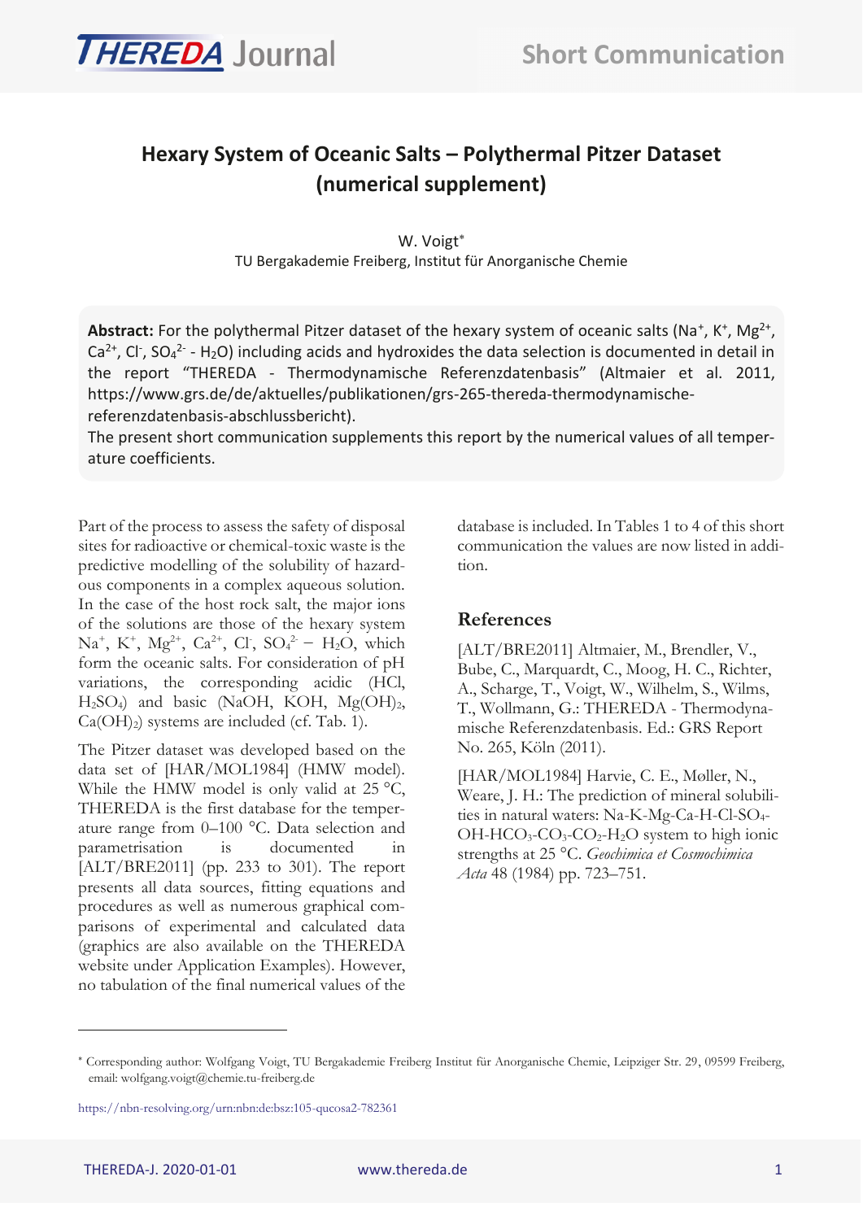# Hexary System of Oceanic Salts – Polythermal Pitzer Dataset (numerical supplement)

W. Voigt*

TU Bergakademie Freiberg, Institut für Anorganische Chemie

**Abstract:** For the polythermal Pitzer dataset of the hexary system of oceanic salts ($Na^+$, $K^+$, $Mg^{2+}$, $Ca^{2+}$, $Cl^-$, $SO_4^{2-}$ - $H_2O$) including acids and hydroxides the data selection is documented in detail in the report "THEREDA - Thermodynamische Referenzdatenbasis" (Altmaier et al. 2011, https://www.grs.de/de/aktuelles/publikationen/grs-265-thereda-thermodynamische-referenzdatenbasis-abschlussbericht).

The present short communication supplements this report by the numerical values of all temperature coefficients.

Part of the process to assess the safety of disposal sites for radioactive or chemical-toxic waste is the predictive modelling of the solubility of hazardous components in a complex aqueous solution. In the case of the host rock salt, the major ions of the solutions are those of the hexary system $Na^+$, $K^+$, $Mg^{2+}$, $Ca^{2+}$, $Cl^-$, $SO_4^{2-}$ – $H_2O$, which form the oceanic salts. For consideration of pH variations, the corresponding acidic ($HCl$, $H_2SO_4$) and basic ($NaOH$, $KOH$, $Mg(OH)_2$, $Ca(OH)_2$) systems are included (cf. Tab. 1).

The Pitzer dataset was developed based on the data set of [HAR/MOL1984] (HMW model). While the HMW model is only valid at 25 °C, THEREDA is the first database for the temperature range from 0–100 °C. Data selection and parametrisation is documented in [ALT/BRE2011] (pp. 233 to 301). The report presents all data sources, fitting equations and procedures as well as numerous graphical comparisons of experimental and calculated data (graphics are also available on the THEREDA website under Application Examples). However, no tabulation of the final numerical values of the database is included. In Tables 1 to 4 of this short communication the values are now listed in addition.

## References

[ALT/BRE2011] Altmaier, M., Brendler, V., Bube, C., Marquardt, C., Moog, H. C., Richter, A., Scharge, T., Voigt, W., Wilhelm, S., Wilms, T., Wollmann, G.: THEREDA - Thermodynamische Referenzdatenbasis. Ed.: GRS Report No. 265, Köln (2011).

[HAR/MOL1984] Harvie, C. E., Møller, N., Weare, J. H.: The prediction of mineral solubilities in natural waters: Na-K-Mg-Ca-H-Cl-SO4-OH-HCO3-CO3-CO2-H2O system to high ionic strengths at 25 °C. *Geochimica et Cosmochimica Acta* 48 (1984) pp. 723–751.

---

* Corresponding author: Wolfgang Voigt, TU Bergakademie Freiberg Institut für Anorganische Chemie, Leipziger Str. 29, 09599 Freiberg, email: wolfgang.voigt@chemie.tu-freiberg.de

https://nbn-resolving.org/urn:nbn:de:bsz:105-qucosa2-782361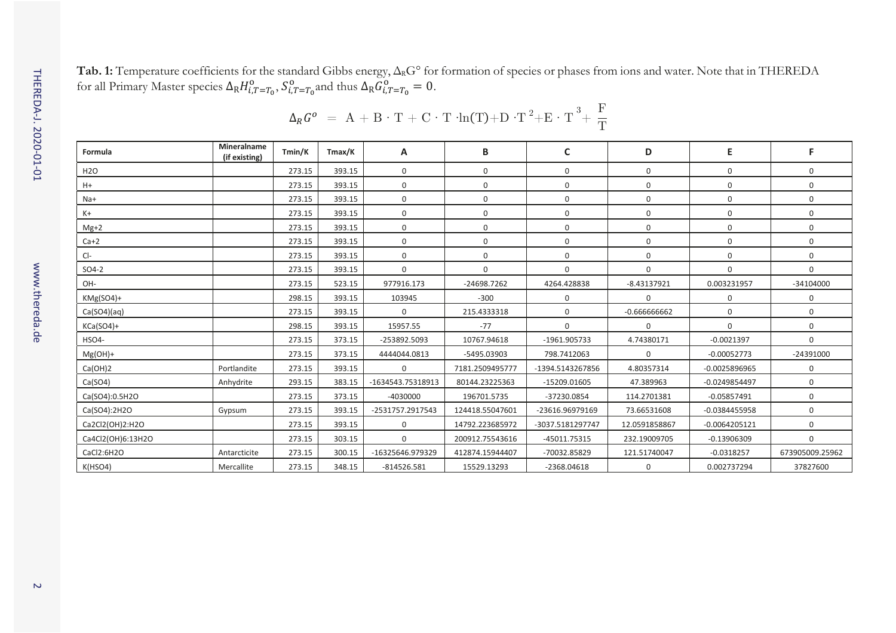**Tab. 1:** Temperature coefficients for the standard Gibbs energy, $\Delta_R G°$ for formation of species or phases from ions and water. Note that in THEREDA for all Primary Master species $\Delta_R H^o_{i,T=T_0}$, $S^o_{i,T=T_0}$ and thus $\Delta_R G^o_{i,T=T_0} = 0$.

$$\Delta_R G^o = A + B \cdot T + C \cdot T \cdot \ln(T) + D \cdot T^2 + E \cdot T^3 + \frac{F}{T}$$

| Formula | Mineralname (if existing) | Tmin/K | Tmax/K | A | B | C | D | E | F |
|---|---|---|---|---|---|---|---|---|---|
| H2O | | 273.15 | 393.15 | 0 | 0 | 0 | 0 | 0 | 0 |
| H+ | | 273.15 | 393.15 | 0 | 0 | 0 | 0 | 0 | 0 |
| Na+ | | 273.15 | 393.15 | 0 | 0 | 0 | 0 | 0 | 0 |
| K+ | | 273.15 | 393.15 | 0 | 0 | 0 | 0 | 0 | 0 |
| Mg+2 | | 273.15 | 393.15 | 0 | 0 | 0 | 0 | 0 | 0 |
| Ca+2 | | 273.15 | 393.15 | 0 | 0 | 0 | 0 | 0 | 0 |
| Cl- | | 273.15 | 393.15 | 0 | 0 | 0 | 0 | 0 | 0 |
| SO4-2 | | 273.15 | 393.15 | 0 | 0 | 0 | 0 | 0 | 0 |
| OH- | | 273.15 | 523.15 | 977916.173 | -24698.7262 | 4264.428838 | -8.43137921 | 0.003231957 | -34104000 |
| KMg(SO4)+ | | 298.15 | 393.15 | 103945 | -300 | 0 | 0 | 0 | 0 |
| Ca(SO4)(aq) | | 273.15 | 393.15 | 0 | 215.4333318 | 0 | -0.666666662 | 0 | 0 |
| KCa(SO4)+ | | 298.15 | 393.15 | 15957.55 | -77 | 0 | 0 | 0 | 0 |
| HSO4- | | 273.15 | 373.15 | -253892.5093 | 10767.94618 | -1961.905733 | 4.74380171 | -0.0021397 | 0 |
| Mg(OH)+ | | 273.15 | 373.15 | 4444044.0813 | -5495.03903 | 798.7412063 | 0 | -0.00052773 | -24391000 |
| Ca(OH)2 | Portlandite | 273.15 | 393.15 | 0 | 7181.2509495777 | -1394.5143267856 | 4.80357314 | -0.0025896965 | 0 |
| Ca(SO4) | Anhydrite | 293.15 | 383.15 | -1634543.75318913 | 80144.23225363 | -15209.01605 | 47.389963 | -0.0249854497 | 0 |
| Ca(SO4):0.5H2O | | 273.15 | 373.15 | -4030000 | 196701.5735 | -37230.0854 | 114.2701381 | -0.05857491 | 0 |
| Ca(SO4):2H2O | Gypsum | 273.15 | 393.15 | -2531757.2917543 | 124418.55047601 | -23616.96979169 | 73.66531608 | -0.0384455958 | 0 |
| Ca2Cl2(OH)2:H2O | | 273.15 | 393.15 | 0 | 14792.223685972 | -3037.5181297747 | 12.0591858867 | -0.0064205121 | 0 |
| Ca4Cl2(OH)6:13H2O | | 273.15 | 303.15 | 0 | 200912.75543616 | -45011.75315 | 232.19009705 | -0.13906309 | 0 |
| CaCl2:6H2O | Antarcticite | 273.15 | 300.15 | -16325646.979329 | 412874.15944407 | -70032.85829 | 121.51740047 | -0.0318257 | 673905009.25962 |
| K(HSO4) | Mercallite | 273.15 | 348.15 | -814526.581 | 15529.13293 | -2368.04618 | 0 | 0.002737294 | 37827600 |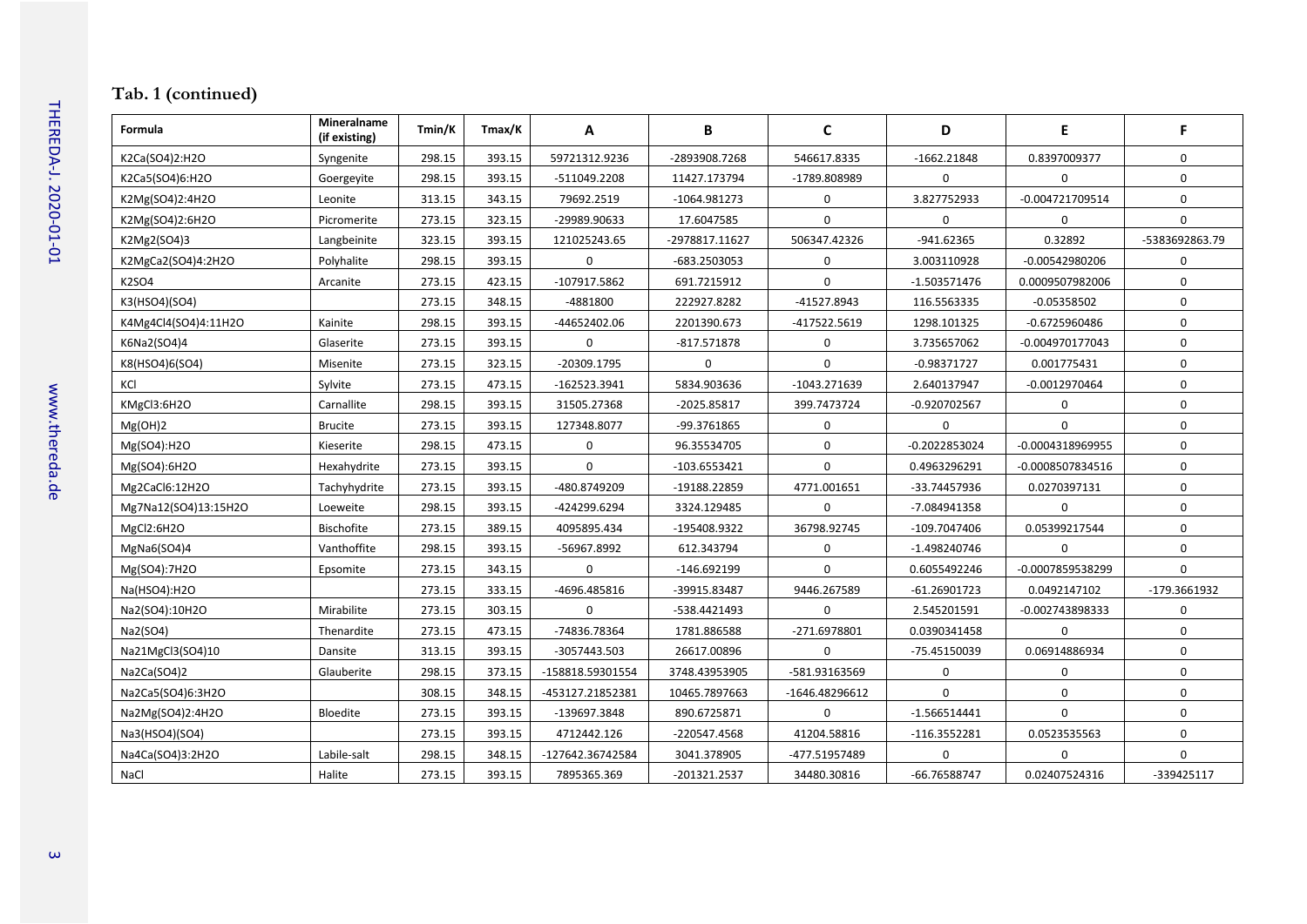**Tab. 1 (continued)**

| Formula | Mineralname (if existing) | Tmin/K | Tmax/K | A | B | C | D | E | F |
|---|---|---|---|---|---|---|---|---|---|
| K2Ca(SO4)2:H2O | Syngenite | 298.15 | 393.15 | 59721312.9236 | -2893908.7268 | 546617.8335 | -1662.21848 | 0.8397009377 | 0 |
| K2Ca5(SO4)6:H2O | Goergeyite | 298.15 | 393.15 | -511049.2208 | 11427.173794 | -1789.808989 | 0 | 0 | 0 |
| K2Mg(SO4)2:4H2O | Leonite | 313.15 | 343.15 | 79692.2519 | -1064.981273 | 0 | 3.827752933 | -0.004721709514 | 0 |
| K2Mg(SO4)2:6H2O | Picromerite | 273.15 | 323.15 | -29989.90633 | 17.6047585 | 0 | 0 | 0 | 0 |
| K2Mg2(SO4)3 | Langbeinite | 323.15 | 393.15 | 121025243.65 | -2978817.11627 | 506347.42326 | -941.62365 | 0.32892 | -5383692863.79 |
| K2MgCa2(SO4)4:2H2O | Polyhalite | 298.15 | 393.15 | 0 | -683.2503053 | 0 | 3.003110928 | -0.00542980206 | 0 |
| K2SO4 | Arcanite | 273.15 | 423.15 | -107917.5862 | 691.7215912 | 0 | -1.503571476 | 0.0009507982006 | 0 |
| K3(HSO4)(SO4) | | 273.15 | 348.15 | -4881800 | 222927.8282 | -41527.8943 | 116.5563335 | -0.05358502 | 0 |
| K4Mg4Cl4(SO4)4:11H2O | Kainite | 298.15 | 393.15 | -44652402.06 | 2201390.673 | -417522.5619 | 1298.101325 | -0.6725960486 | 0 |
| K6Na2(SO4)4 | Glaserite | 273.15 | 393.15 | 0 | -817.571878 | 0 | 3.735657062 | -0.004970177043 | 0 |
| K8(HSO4)6(SO4) | Misenite | 273.15 | 323.15 | -20309.1795 | 0 | 0 | -0.98371727 | 0.001775431 | 0 |
| KCl | Sylvite | 273.15 | 473.15 | -162523.3941 | 5834.903636 | -1043.271639 | 2.640137947 | -0.0012970464 | 0 |
| KMgCl3:6H2O | Carnallite | 298.15 | 393.15 | 31505.27368 | -2025.85817 | 399.7473724 | -0.920702567 | 0 | 0 |
| Mg(OH)2 | Brucite | 273.15 | 393.15 | 127348.8077 | -99.3761865 | 0 | 0 | 0 | 0 |
| Mg(SO4):H2O | Kieserite | 298.15 | 473.15 | 0 | 96.35534705 | 0 | -0.2022853024 | -0.0004318969955 | 0 |
| Mg(SO4):6H2O | Hexahydrite | 273.15 | 393.15 | 0 | -103.6553421 | 0 | 0.4963296291 | -0.0008507834516 | 0 |
| Mg2CaCl6:12H2O | Tachyhydrite | 273.15 | 393.15 | -480.8749209 | -19188.22859 | 4771.001651 | -33.74457936 | 0.0270397131 | 0 |
| Mg7Na12(SO4)13:15H2O | Loeweite | 298.15 | 393.15 | -424299.6294 | 3324.129485 | 0 | -7.084941358 | 0 | 0 |
| MgCl2:6H2O | Bischofite | 273.15 | 389.15 | 4095895.434 | -195408.9322 | 36798.92745 | -109.7047406 | 0.05399217544 | 0 |
| MgNa6(SO4)4 | Vanthoffite | 298.15 | 393.15 | -56967.8992 | 612.343794 | 0 | -1.498240746 | 0 | 0 |
| Mg(SO4):7H2O | Epsomite | 273.15 | 343.15 | 0 | -146.692199 | 0 | 0.6055492246 | -0.0007859538299 | 0 |
| Na(HSO4):H2O | | 273.15 | 333.15 | -4696.485816 | -39915.83487 | 9446.267589 | -61.26901723 | 0.0492147102 | -179.3661932 |
| Na2(SO4):10H2O | Mirabilite | 273.15 | 303.15 | 0 | -538.4421493 | 0 | 2.545201591 | -0.002743898333 | 0 |
| Na2(SO4) | Thenardite | 273.15 | 473.15 | -74836.78364 | 1781.886588 | -271.6978801 | 0.0390341458 | 0 | 0 |
| Na21MgCl3(SO4)10 | Dansite | 313.15 | 393.15 | -3057443.503 | 26617.00896 | 0 | -75.45150039 | 0.06914886934 | 0 |
| Na2Ca(SO4)2 | Glauberite | 298.15 | 373.15 | -158818.59301554 | 3748.43953905 | -581.93163569 | 0 | 0 | 0 |
| Na2Ca5(SO4)6:3H2O | | 308.15 | 348.15 | -453127.21852381 | 10465.7897663 | -1646.48296612 | 0 | 0 | 0 |
| Na2Mg(SO4)2:4H2O | Bloedite | 273.15 | 393.15 | -139697.3848 | 890.6725871 | 0 | -1.566514441 | 0 | 0 |
| Na3(HSO4)(SO4) | | 273.15 | 393.15 | 4712442.126 | -220547.4568 | 41204.58816 | -116.3552281 | 0.0523535563 | 0 |
| Na4Ca(SO4)3:2H2O | Labile-salt | 298.15 | 348.15 | -127642.36742584 | 3041.378905 | -477.51957489 | 0 | 0 | 0 |
| NaCl | Halite | 273.15 | 393.15 | 7895365.369 | -201321.2537 | 34480.30816 | -66.76588747 | 0.02407524316 | -339425117 |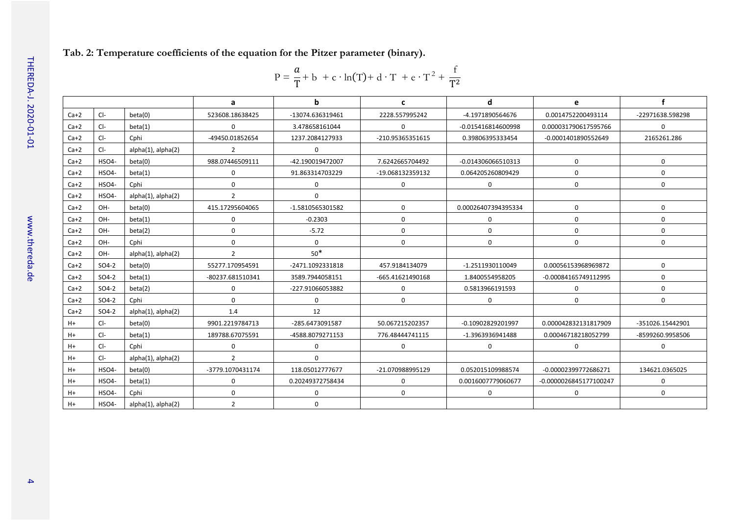**Tab. 2: Temperature coefficients of the equation for the Pitzer parameter (binary).**

$$P = \frac{a}{T} + b + c \cdot \ln(T) + d \cdot T + e \cdot T^2 + \frac{f}{T^2}$$

| | | | a | b | c | d | e | f |
|---|---|---|---|---|---|---|---|---|
| Ca+2 | Cl- | beta(0) | 523608.18638425 | -13074.636319461 | 2228.557995242 | -4.1971890564676 | 0.0014752200493114 | -22971638.598298 |
| Ca+2 | Cl- | beta(1) | 0 | 3.478658161044 | 0 | -0.015416814600998 | 0.000031790617595766 | 0 |
| Ca+2 | Cl- | Cphi | -49450.01852654 | 1237.2084127933 | -210.95365351615 | 0.39806395333454 | -0.0001401890552649 | 2165261.286 |
| Ca+2 | Cl- | alpha(1), alpha(2) | 2 | 0 | | | | |
| Ca+2 | HSO4- | beta(0) | 988.07446509111 | -42.190019472007 | 7.6242665704492 | -0.014306066510313 | 0 | 0 |
| Ca+2 | HSO4- | beta(1) | 0 | 91.863314703229 | -19.068132359132 | 0.064205260809429 | 0 | 0 |
| Ca+2 | HSO4- | Cphi | 0 | 0 | 0 | 0 | 0 | 0 |
| Ca+2 | HSO4- | alpha(1), alpha(2) | 2 | 0 | | | | |
| Ca+2 | OH- | beta(0) | 415.17295604065 | -1.5810565301582 | 0 | 0.00026407394395334 | 0 | 0 |
| Ca+2 | OH- | beta(1) | 0 | -0.2303 | 0 | 0 | 0 | 0 |
| Ca+2 | OH- | beta(2) | 0 | -5.72 | 0 | 0 | 0 | 0 |
| Ca+2 | OH- | Cphi | 0 | 0 | 0 | 0 | 0 | 0 |
| Ca+2 | OH- | alpha(1), alpha(2) | 2 | 50* | | | | |
| Ca+2 | SO4-2 | beta(0) | 55277.170954591 | -2471.1092331818 | 457.9184134079 | -1.2511930110049 | 0.00056153968969872 | 0 |
| Ca+2 | SO4-2 | beta(1) | -80237.681510341 | 3589.7944058151 | -665.41621490168 | 1.8400554958205 | -0.00084165749112995 | 0 |
| Ca+2 | SO4-2 | beta(2) | 0 | -227.91066053882 | 0 | 0.5813966191593 | 0 | 0 |
| Ca+2 | SO4-2 | Cphi | 0 | 0 | 0 | 0 | 0 | 0 |
| Ca+2 | SO4-2 | alpha(1), alpha(2) | 1.4 | 12 | | | | |
| H+ | Cl- | beta(0) | 9901.2219784713 | -285.6473091587 | 50.067215202357 | -0.10902829201997 | 0.000042832131817909 | -351026.15442901 |
| H+ | Cl- | beta(1) | 189788.67075591 | -4588.8079271153 | 776.48444741115 | -1.3963936941488 | 0.00046718218052799 | -8599260.9958506 |
| H+ | Cl- | Cphi | 0 | 0 | 0 | 0 | 0 | 0 |
| H+ | Cl- | alpha(1), alpha(2) | 2 | 0 | | | | |
| H+ | HSO4- | beta(0) | -3779.1070431174 | 118.05012777677 | -21.070988995129 | 0.052015109988574 | -0.00002399772686271 | 134621.0365025 |
| H+ | HSO4- | beta(1) | 0 | 0.20249372758434 | 0 | 0.0016007779060677 | -0.0000026845177100247 | 0 |
| H+ | HSO4- | Cphi | 0 | 0 | 0 | 0 | 0 | 0 |
| H+ | HSO4- | alpha(1), alpha(2) | 2 | 0 | | | | |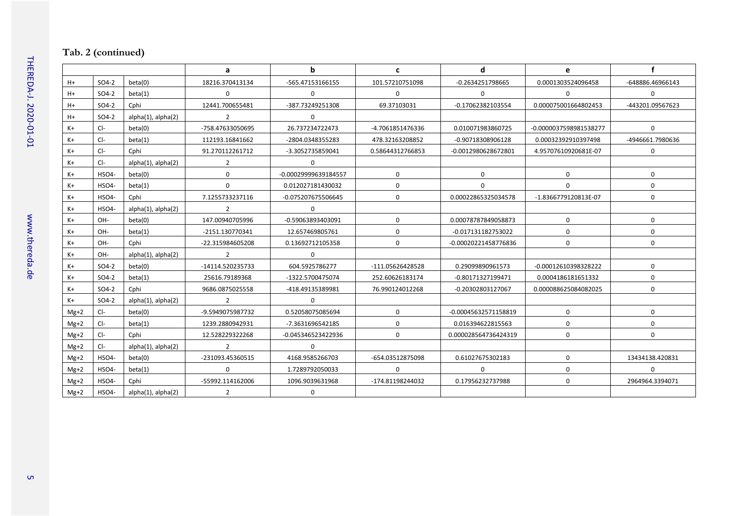**Tab. 2 (continued)**

| | | | a | b | c | d | e | f |
|---|---|---|---|---|---|---|---|---|
| H+ | SO4-2 | beta(0) | 18216.370413134 | -565.47153166155 | 101.57210751098 | -0.2634251798665 | 0.0001303524096458 | -648886.46966143 |
| H+ | SO4-2 | beta(1) | 0 | 0 | 0 | 0 | 0 | 0 |
| H+ | SO4-2 | Cphi | 12441.700655481 | -387.73249251308 | 69.37103031 | -0.17062382103554 | 0.000075001664802453 | -443201.09567623 |
| H+ | SO4-2 | alpha(1), alpha(2) | 2 | 0 | | | | |
| K+ | Cl- | beta(0) | -758.47633050695 | 26.737234722473 | -4.7061851476336 | 0.010071983860725 | -0.0000037598981538277 | 0 |
| K+ | Cl- | beta(1) | 112193.16841662 | -2804.0348355283 | 478.32163208852 | -0.90718308906128 | 0.00032392910397498 | -4946661.7980636 |
| K+ | Cl- | Cphi | 91.270112261712 | -3.3052735859041 | 0.58644312766853 | -0.0012980628672801 | 4.95707610920681E-07 | 0 |
| K+ | Cl- | alpha(1), alpha(2) | 2 | 0 | | | | |
| K+ | HSO4- | beta(0) | 0 | -0.00029999639184557 | 0 | 0 | 0 | 0 |
| K+ | HSO4- | beta(1) | 0 | 0.012027181430032 | 0 | 0 | 0 | 0 |
| K+ | HSO4- | Cphi | 7.1255733237116 | -0.075207675506645 | 0 | 0.00022865325034578 | -1.8366779120813E-07 | 0 |
| K+ | HSO4- | alpha(1), alpha(2) | 2 | 0 | | | | |
| K+ | OH- | beta(0) | 147.00940705996 | -0.59063893403091 | 0 | 0.00078787849058873 | 0 | 0 |
| K+ | OH- | beta(1) | -2151.130770341 | 12.657469805761 | 0 | -0.017131182753022 | 0 | 0 |
| K+ | OH- | Cphi | -22.315984605208 | 0.13692712105358 | 0 | -0.00020221458776836 | 0 | 0 |
| K+ | OH- | alpha(1), alpha(2) | 2 | 0 | | | | |
| K+ | SO4-2 | beta(0) | -14114.520235733 | 604.5925786277 | -111.05626428528 | 0.29099890961573 | -0.00012610398328222 | 0 |
| K+ | SO4-2 | beta(1) | 25616.79189368 | -1322.5700475074 | 252.60626183174 | -0.80171327199471 | 0.0004186181651332 | 0 |
| K+ | SO4-2 | Cphi | 9686.0875025558 | -418.49135389981 | 76.990124012268 | -0.20302803127067 | 0.000088625084082025 | 0 |
| K+ | SO4-2 | alpha(1), alpha(2) | 2 | 0 | | | | |
| Mg+2 | Cl- | beta(0) | -9.5949075987732 | 0.52058075085694 | 0 | -0.00045632571158819 | 0 | 0 |
| Mg+2 | Cl- | beta(1) | 1239.2880942931 | -7.3631696542185 | 0 | 0.016394622815563 | 0 | 0 |
| Mg+2 | Cl- | Cphi | 12.528229322268 | -0.045346523422936 | 0 | 0.000028564736424319 | 0 | 0 |
| Mg+2 | Cl- | alpha(1), alpha(2) | 2 | 0 | | | | |
| Mg+2 | HSO4- | beta(0) | -231093.45360515 | 4168.9585266703 | -654.03512875098 | 0.61027675302183 | 0 | 13434138.420831 |
| Mg+2 | HSO4- | beta(1) | 0 | 1.7289792050033 | 0 | 0 | 0 | 0 |
| Mg+2 | HSO4- | Cphi | -55992.114162006 | 1096.9039631968 | -174.81198244032 | 0.17956232737988 | 0 | 2964964.3394071 |
| Mg+2 | HSO4- | alpha(1), alpha(2) | 2 | 0 | | | | |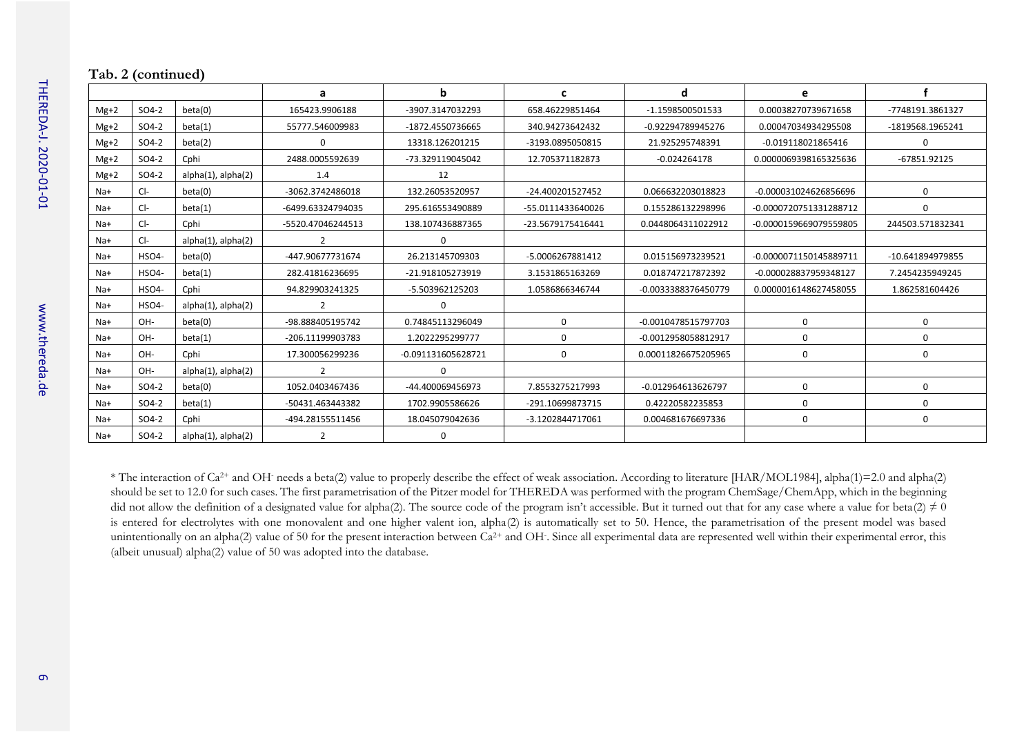**Tab. 2 (continued)**

| | | | a | b | c | d | e | f |
|---|---|---|---|---|---|---|---|---|
| Mg+2 | SO4-2 | beta(0) | 165423.9906188 | -3907.3147032293 | 658.46229851464 | -1.1598500501533 | 0.00038270739671658 | -7748191.3861327 |
| Mg+2 | SO4-2 | beta(1) | 55777.546009983 | -1872.4550736665 | 340.94273642432 | -0.92294789945276 | 0.00047034934295508 | -1819568.1965241 |
| Mg+2 | SO4-2 | beta(2) | 0 | 13318.126201215 | -3193.0895050815 | 21.925295748391 | -0.019118021865416 | 0 |
| Mg+2 | SO4-2 | Cphi | 2488.0005592639 | -73.329119045042 | 12.705371182873 | -0.024264178 | 0.0000069398165325636 | -67851.92125 |
| Mg+2 | SO4-2 | alpha(1), alpha(2) | 1.4 | 12 | | | | |
| Na+ | Cl- | beta(0) | -3062.3742486018 | 132.26053520957 | -24.400201527452 | 0.066632203018823 | -0.000031024626856696 | 0 |
| Na+ | Cl- | beta(1) | -6499.63324794035 | 295.616553490889 | -55.0111433640026 | 0.155286132298996 | -0.0000720751331288712 | 0 |
| Na+ | Cl- | Cphi | -5520.47046244513 | 138.107436887365 | -23.5679175416441 | 0.0448064311022912 | -0.0000159669079559805 | 244503.571832341 |
| Na+ | Cl- | alpha(1), alpha(2) | 2 | 0 | | | | |
| Na+ | HSO4- | beta(0) | -447.90677731674 | 26.213145709303 | -5.0006267881412 | 0.015156973239521 | -0.0000071150145889711 | -10.641894979855 |
| Na+ | HSO4- | beta(1) | 282.41816236695 | -21.918105273919 | 3.1531865163269 | 0.018747217872392 | -0.000028837959348127 | 7.2454235949245 |
| Na+ | HSO4- | Cphi | 94.829903241325 | -5.503962125203 | 1.0586866346744 | -0.0033388376450779 | 0.0000016148627458055 | 1.862581604426 |
| Na+ | HSO4- | alpha(1), alpha(2) | 2 | 0 | | | | |
| Na+ | OH- | beta(0) | -98.888405195742 | 0.74845113296049 | 0 | -0.0010478515797703 | 0 | 0 |
| Na+ | OH- | beta(1) | -206.11199903783 | 1.2022295299777 | 0 | -0.0012958058812917 | 0 | 0 |
| Na+ | OH- | Cphi | 17.300056299236 | -0.091131605628721 | 0 | 0.00011826675205965 | 0 | 0 |
| Na+ | OH- | alpha(1), alpha(2) | 2 | 0 | | | | |
| Na+ | SO4-2 | beta(0) | 1052.0403467436 | -44.400069456973 | 7.8553275217993 | -0.012964613626797 | 0 | 0 |
| Na+ | SO4-2 | beta(1) | -50431.463443382 | 1702.9905586626 | -291.10699873715 | 0.42220582235853 | 0 | 0 |
| Na+ | SO4-2 | Cphi | -494.28155511456 | 18.045079042636 | -3.1202844717061 | 0.004681676697336 | 0 | 0 |
| Na+ | SO4-2 | alpha(1), alpha(2) | 2 | 0 | | | | |

* The interaction of $Ca^{2+}$ and $OH^-$ needs a beta(2) value to properly describe the effect of weak association. According to literature [HAR/MOL1984], alpha(1)=2.0 and alpha(2) should be set to 12.0 for such cases. The first parametrisation of the Pitzer model for THEREDA was performed with the program ChemSage/ChemApp, which in the beginning did not allow the definition of a designated value for alpha(2). The source code of the program isn't accessible. But it turned out that for any case where a value for beta(2) $\neq 0$ is entered for electrolytes with one monovalent and one higher valent ion, alpha(2) is automatically set to 50. Hence, the parametrisation of the present model was based unintentionally on an alpha(2) value of 50 for the present interaction between $Ca^{2+}$ and $OH^-$. Since all experimental data are represented well within their experimental error, this (albeit unusual) alpha(2) value of 50 was adopted into the database.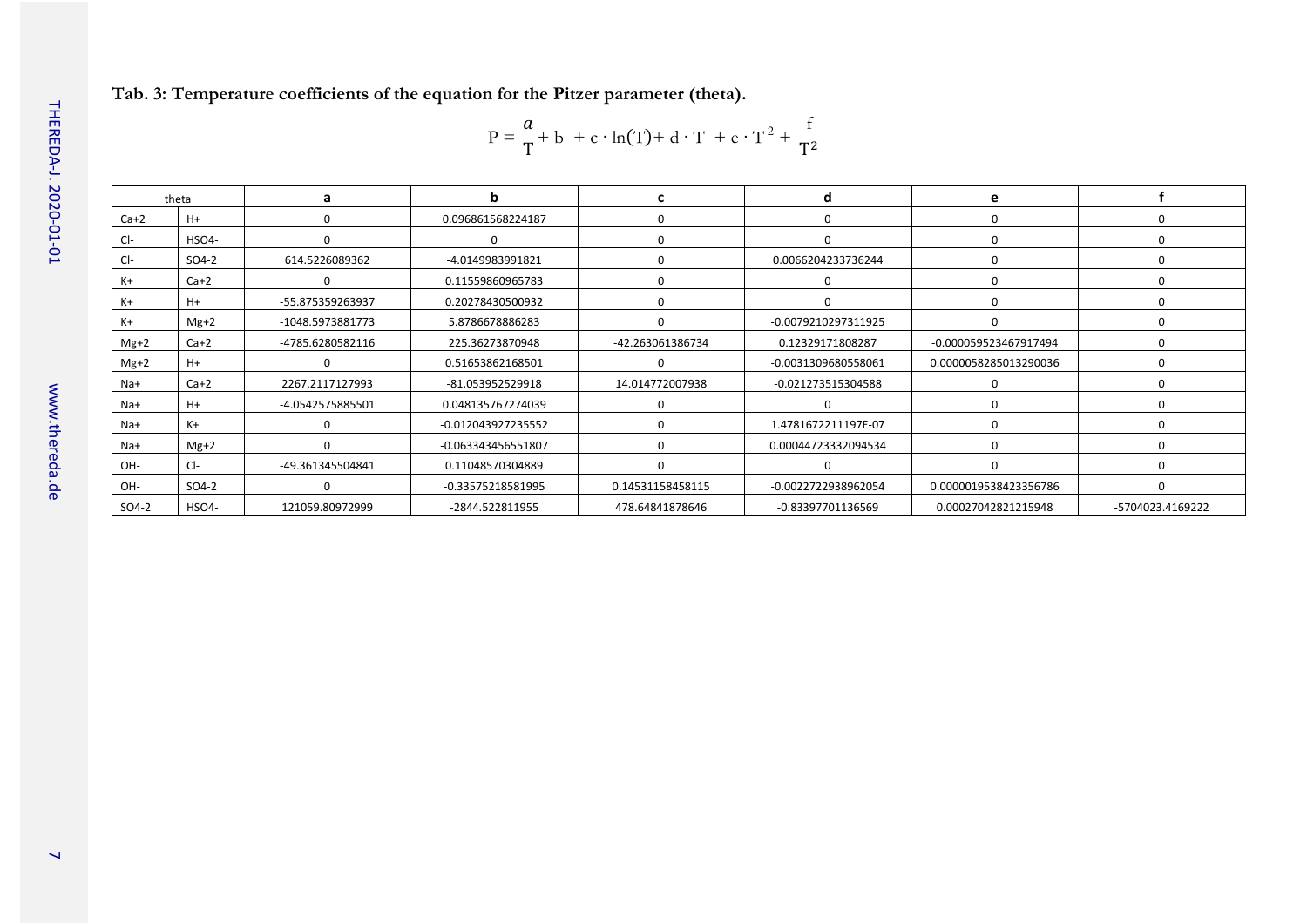**Tab. 3: Temperature coefficients of the equation for the Pitzer parameter (theta).**

$$P = \frac{a}{T} + b + c \cdot \ln(T) + d \cdot T + e \cdot T^2 + \frac{f}{T^2}$$

| theta | | a | b | c | d | e | f |
|---|---|---|---|---|---|---|---|
| Ca+2 | H+ | 0 | 0.096861568224187 | 0 | 0 | 0 | 0 |
| Cl- | HSO4- | 0 | 0 | 0 | 0 | 0 | 0 |
| Cl- | SO4-2 | 614.5226089362 | -4.0149983991821 | 0 | 0.0066204233736244 | 0 | 0 |
| K+ | Ca+2 | 0 | 0.11559860965783 | 0 | 0 | 0 | 0 |
| K+ | H+ | -55.875359263937 | 0.20278430500932 | 0 | 0 | 0 | 0 |
| K+ | Mg+2 | -1048.5973881773 | 5.8786678886283 | 0 | -0.0079210297311925 | 0 | 0 |
| Mg+2 | Ca+2 | -4785.6280582116 | 225.36273870948 | -42.263061386734 | 0.12329171808287 | -0.000059523467917494 | 0 |
| Mg+2 | H+ | 0 | 0.51653862168501 | 0 | -0.0031309680558061 | 0.0000058285013290036 | 0 |
| Na+ | Ca+2 | 2267.2117127993 | -81.053952529918 | 14.014772007938 | -0.021273515304588 | 0 | 0 |
| Na+ | H+ | -4.0542575885501 | 0.048135767274039 | 0 | 0 | 0 | 0 |
| Na+ | K+ | 0 | -0.012043927235552 | 0 | 1.4781672211197E-07 | 0 | 0 |
| Na+ | Mg+2 | 0 | -0.063343456551807 | 0 | 0.00044723332094534 | 0 | 0 |
| OH- | Cl- | -49.361345504841 | 0.11048570304889 | 0 | 0 | 0 | 0 |
| OH- | SO4-2 | 0 | -0.33575218581995 | 0.14531158458115 | -0.0022722938962054 | 0.0000019538423356786 | 0 |
| SO4-2 | HSO4- | 121059.80972999 | -2844.522811955 | 478.64841878646 | -0.83397701136569 | 0.00027042821215948 | -5704023.4169222 |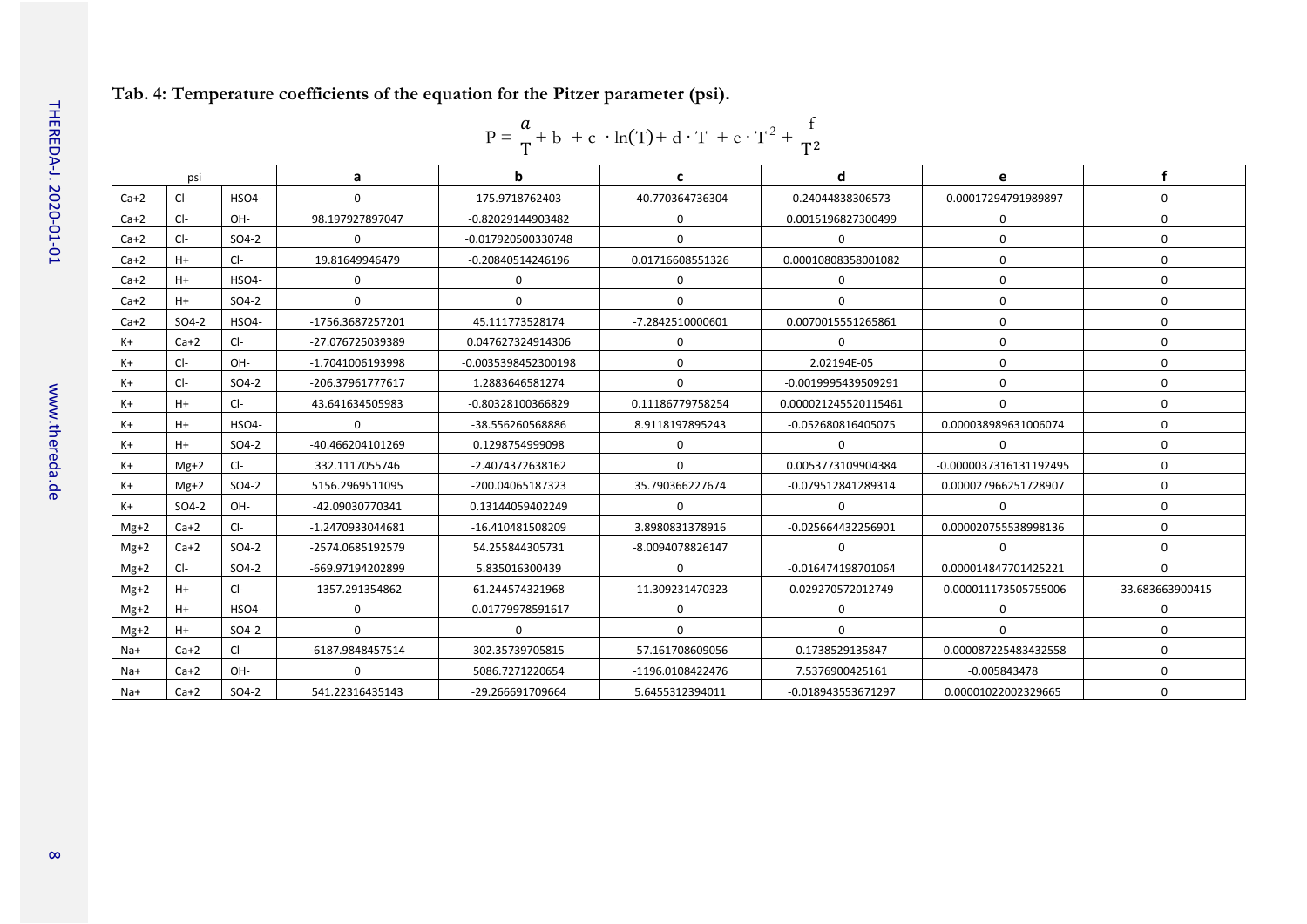**Tab. 4: Temperature coefficients of the equation for the Pitzer parameter (psi).**

$$P = \frac{a}{T} + b + c \cdot \ln(T) + d \cdot T + e \cdot T^2 + \frac{f}{T^2}$$

| psi | | | a | b | c | d | e | f |
|---|---|---|---|---|---|---|---|---|
| Ca+2 | Cl- | HSO4- | 0 | 175.9718762403 | -40.770364736304 | 0.24044838306573 | -0.00017294791989897 | 0 |
| Ca+2 | Cl- | OH- | 98.197927897047 | -0.82029144903482 | 0 | 0.0015196827300499 | 0 | 0 |
| Ca+2 | Cl- | SO4-2 | 0 | -0.017920500330748 | 0 | 0 | 0 | 0 |
| Ca+2 | H+ | Cl- | 19.81649946479 | -0.20840514246196 | 0.01716608551326 | 0.00010808358001082 | 0 | 0 |
| Ca+2 | H+ | HSO4- | 0 | 0 | 0 | 0 | 0 | 0 |
| Ca+2 | H+ | SO4-2 | 0 | 0 | 0 | 0 | 0 | 0 |
| Ca+2 | SO4-2 | HSO4- | -1756.3687257201 | 45.111773528174 | -7.2842510000601 | 0.0070015551265861 | 0 | 0 |
| K+ | Ca+2 | Cl- | -27.076725039389 | 0.047627324914306 | 0 | 0 | 0 | 0 |
| K+ | Cl- | OH- | -1.7041006193998 | -0.0035398452300198 | 0 | 2.02194E-05 | 0 | 0 |
| K+ | Cl- | SO4-2 | -206.37961777617 | 1.2883646581274 | 0 | -0.0019995439509291 | 0 | 0 |
| K+ | H+ | Cl- | 43.641634505983 | -0.80328100366829 | 0.11186779758254 | 0.000021245520115461 | 0 | 0 |
| K+ | H+ | HSO4- | 0 | -38.556260568886 | 8.9118197895243 | -0.052680816405075 | 0.000038989631006074 | 0 |
| K+ | H+ | SO4-2 | -40.466204101269 | 0.1298754999098 | 0 | 0 | 0 | 0 |
| K+ | Mg+2 | Cl- | 332.1117055746 | -2.4074372638162 | 0 | 0.0053773109904384 | -0.0000037316131192495 | 0 |
| K+ | Mg+2 | SO4-2 | 5156.2969511095 | -200.04065187323 | 35.790366227674 | -0.079512841289314 | 0.000027966251728907 | 0 |
| K+ | SO4-2 | OH- | -42.09030770341 | 0.13144059402249 | 0 | 0 | 0 | 0 |
| Mg+2 | Ca+2 | Cl- | -1.2470933044681 | -16.410481508209 | 3.8980831378916 | -0.025664432256901 | 0.000020755538998136 | 0 |
| Mg+2 | Ca+2 | SO4-2 | -2574.0685192579 | 54.255844305731 | -8.0094078826147 | 0 | 0 | 0 |
| Mg+2 | Cl- | SO4-2 | -669.97194202899 | 5.835016300439 | 0 | -0.016474198701064 | 0.000014847701425221 | 0 |
| Mg+2 | H+ | Cl- | -1357.291354862 | 61.244574321968 | -11.309231470323 | 0.029270572012749 | -0.000011173505755006 | -33.683663900415 |
| Mg+2 | H+ | HSO4- | 0 | -0.01779978591617 | 0 | 0 | 0 | 0 |
| Mg+2 | H+ | SO4-2 | 0 | 0 | 0 | 0 | 0 | 0 |
| Na+ | Ca+2 | Cl- | -6187.9848457514 | 302.35739705815 | -57.161708609056 | 0.1738529135847 | -0.000087225483432558 | 0 |
| Na+ | Ca+2 | OH- | 0 | 5086.7271220654 | -1196.0108422476 | 7.5376900425161 | -0.005843478 | 0 |
| Na+ | Ca+2 | SO4-2 | 541.22316435143 | -29.266691709664 | 5.6455312394011 | -0.018943553671297 | 0.00001022002329665 | 0 |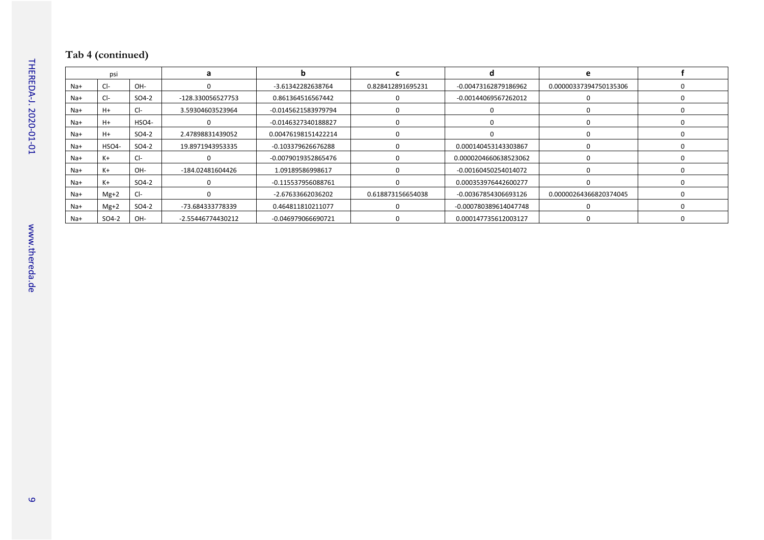**Tab 4 (continued)**

| psi | | | a | b | c | d | e | f |
|---|---|---|---|---|---|---|---|---|
| Na+ | Cl- | OH- | 0 | -3.61342282638764 | 0.828412891695231 | -0.00473162879186962 | 0.00000337394750135306 | 0 |
| Na+ | Cl- | SO4-2 | -128.330056527753 | 0.861364516567442 | 0 | -0.00144069567262012 | 0 | 0 |
| Na+ | H+ | Cl- | 3.59304603523964 | -0.0145621583979794 | 0 | 0 | 0 | 0 |
| Na+ | H+ | HSO4- | 0 | -0.0146327340188827 | 0 | 0 | 0 | 0 |
| Na+ | H+ | SO4-2 | 2.47898831439052 | 0.00476198151422214 | 0 | 0 | 0 | 0 |
| Na+ | HSO4- | SO4-2 | 19.8971943953335 | -0.103379626676288 | 0 | 0.000140453143303867 | 0 | 0 |
| Na+ | K+ | Cl- | 0 | -0.0079019352865476 | 0 | 0.0000204660638523062 | 0 | 0 |
| Na+ | K+ | OH- | -184.02481604426 | 1.09189586998617 | 0 | -0.00160450254014072 | 0 | 0 |
| Na+ | K+ | SO4-2 | 0 | -0.115537956088761 | 0 | 0.000353976442600277 | 0 | 0 |
| Na+ | Mg+2 | Cl- | 0 | -2.67633662036202 | 0.618873156654038 | -0.00367854306693126 | 0.00000264366820374045 | 0 |
| Na+ | Mg+2 | SO4-2 | -73.684333778339 | 0.464811810211077 | 0 | -0.000780389614047748 | 0 | 0 |
| Na+ | SO4-2 | OH- | -2.55446774430212 | -0.046979066690721 | 0 | 0.000147735612003127 | 0 | 0 |